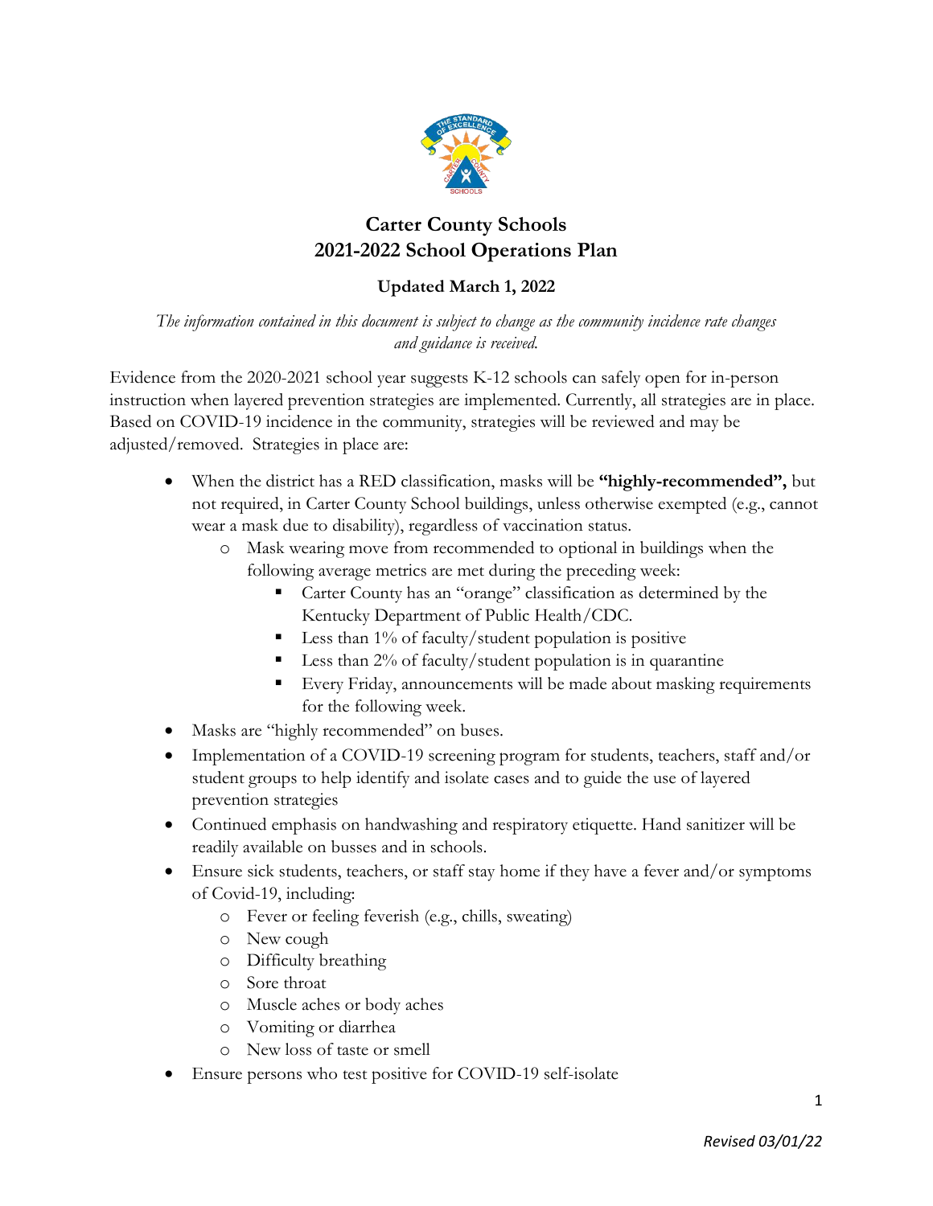# Carter County Schools
# 2021-2022 School Operations Plan

### Updated March 1, 2022

*The information contained in this document is subject to change as the community incidence rate changes and guidance is received.*

Evidence from the 2020-2021 school year suggests K-12 schools can safely open for in-person instruction when layered prevention strategies are implemented. Currently, all strategies are in place. Based on COVID-19 incidence in the community, strategies will be reviewed and may be adjusted/removed. Strategies in place are:

- When the district has a RED classification, masks will be **"highly-recommended",** but not required, in Carter County School buildings, unless otherwise exempted (e.g., cannot wear a mask due to disability), regardless of vaccination status.
  - Mask wearing move from recommended to optional in buildings when the following average metrics are met during the preceding week:
    - Carter County has an "orange" classification as determined by the Kentucky Department of Public Health/CDC.
    - Less than 1% of faculty/student population is positive
    - Less than 2% of faculty/student population is in quarantine
    - Every Friday, announcements will be made about masking requirements for the following week.
- Masks are "highly recommended" on buses.
- Implementation of a COVID-19 screening program for students, teachers, staff and/or student groups to help identify and isolate cases and to guide the use of layered prevention strategies
- Continued emphasis on handwashing and respiratory etiquette. Hand sanitizer will be readily available on busses and in schools.
- Ensure sick students, teachers, or staff stay home if they have a fever and/or symptoms of Covid-19, including:
  - Fever or feeling feverish (e.g., chills, sweating)
  - New cough
  - Difficulty breathing
  - Sore throat
  - Muscle aches or body aches
  - Vomiting or diarrhea
  - New loss of taste or smell
- Ensure persons who test positive for COVID-19 self-isolate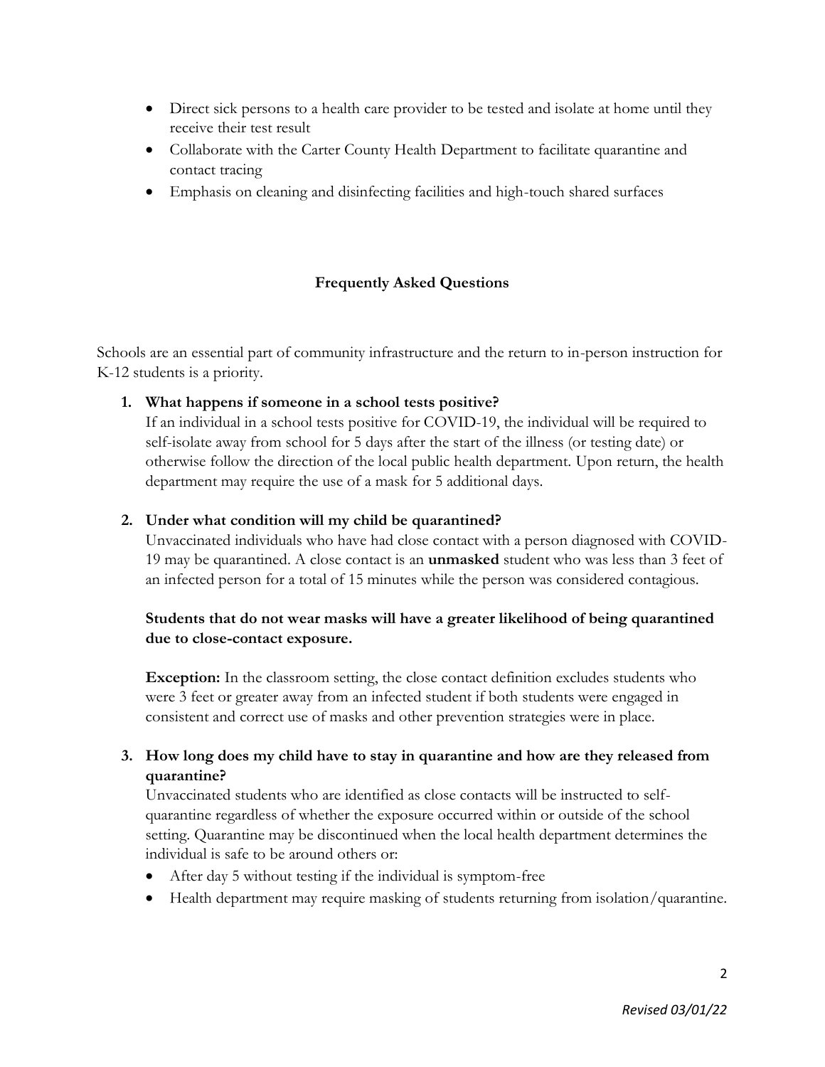- Direct sick persons to a health care provider to be tested and isolate at home until they receive their test result
- Collaborate with the Carter County Health Department to facilitate quarantine and contact tracing
- Emphasis on cleaning and disinfecting facilities and high-touch shared surfaces

## Frequently Asked Questions

Schools are an essential part of community infrastructure and the return to in-person instruction for K-12 students is a priority.

1. **What happens if someone in a school tests positive?**
   If an individual in a school tests positive for COVID-19, the individual will be required to self-isolate away from school for 5 days after the start of the illness (or testing date) or otherwise follow the direction of the local public health department. Upon return, the health department may require the use of a mask for 5 additional days.

2. **Under what condition will my child be quarantined?**
   Unvaccinated individuals who have had close contact with a person diagnosed with COVID-19 may be quarantined. A close contact is an **unmasked** student who was less than 3 feet of an infected person for a total of 15 minutes while the person was considered contagious.

   **Students that do not wear masks will have a greater likelihood of being quarantined due to close-contact exposure.**

   **Exception:** In the classroom setting, the close contact definition excludes students who were 3 feet or greater away from an infected student if both students were engaged in consistent and correct use of masks and other prevention strategies were in place.

3. **How long does my child have to stay in quarantine and how are they released from quarantine?**
   Unvaccinated students who are identified as close contacts will be instructed to self-quarantine regardless of whether the exposure occurred within or outside of the school setting. Quarantine may be discontinued when the local health department determines the individual is safe to be around others or:
   - After day 5 without testing if the individual is symptom-free
   - Health department may require masking of students returning from isolation/quarantine.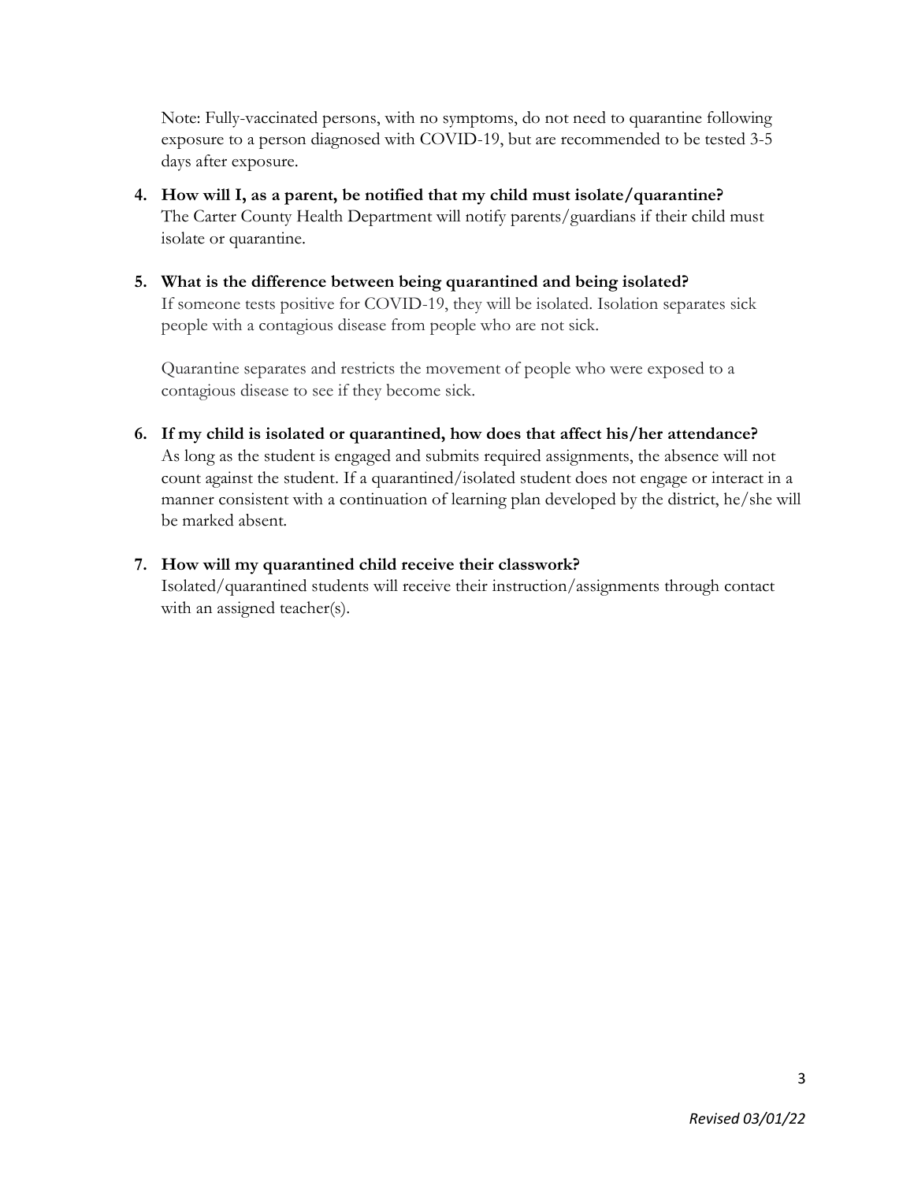Note: Fully-vaccinated persons, with no symptoms, do not need to quarantine following exposure to a person diagnosed with COVID-19, but are recommended to be tested 3-5 days after exposure.

4. **How will I, as a parent, be notified that my child must isolate/quarantine?**
   The Carter County Health Department will notify parents/guardians if their child must isolate or quarantine.

5. **What is the difference between being quarantined and being isolated?**
   If someone tests positive for COVID-19, they will be isolated. Isolation separates sick people with a contagious disease from people who are not sick.

   Quarantine separates and restricts the movement of people who were exposed to a contagious disease to see if they become sick.

6. **If my child is isolated or quarantined, how does that affect his/her attendance?**
   As long as the student is engaged and submits required assignments, the absence will not count against the student. If a quarantined/isolated student does not engage or interact in a manner consistent with a continuation of learning plan developed by the district, he/she will be marked absent.

7. **How will my quarantined child receive their classwork?**
   Isolated/quarantined students will receive their instruction/assignments through contact with an assigned teacher(s).